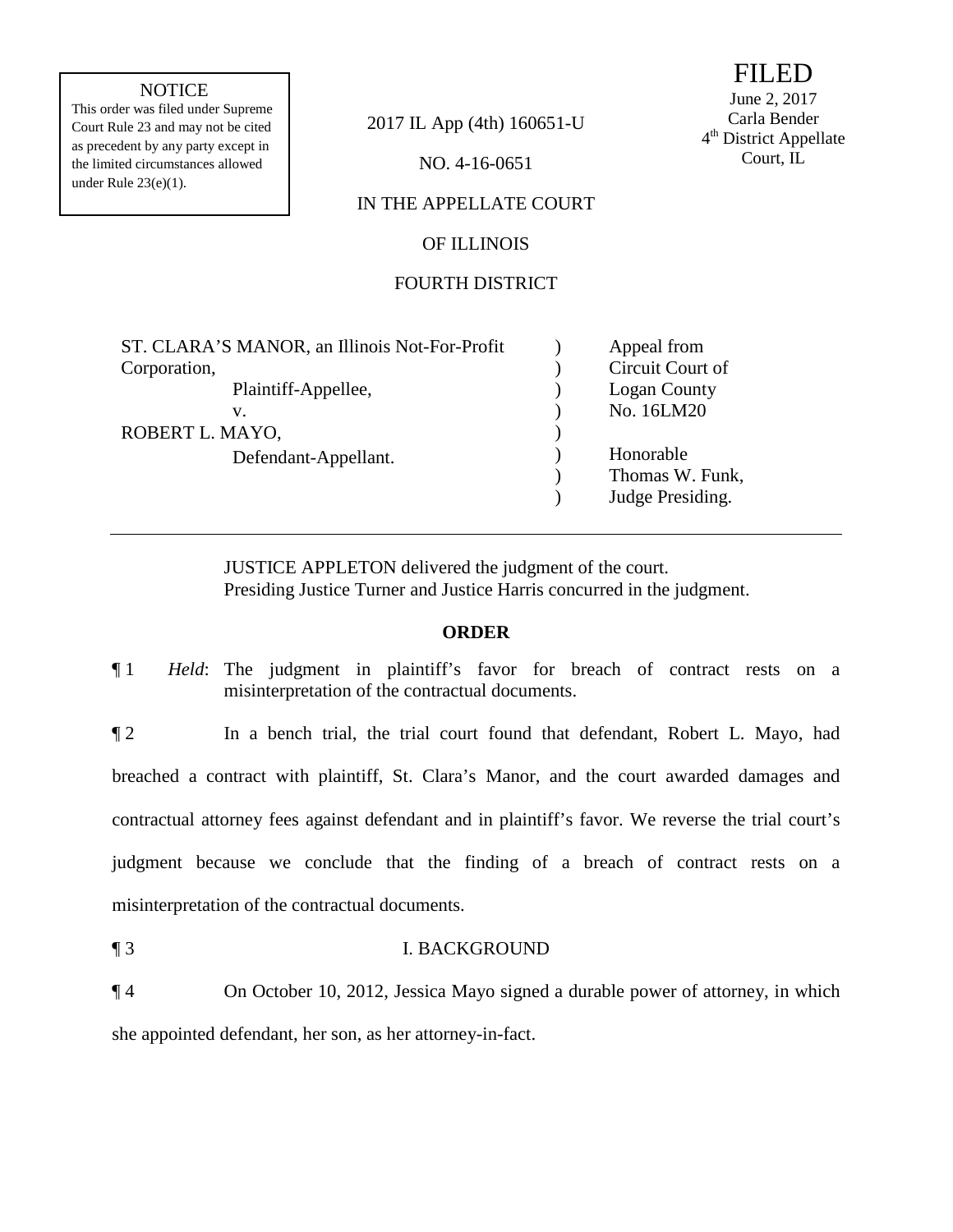NOTICE

This order was filed under Supreme Court Rule 23 and may not be cited as precedent by any party except in the limited circumstances allowed under Rule 23(e)(1).

2017 IL App (4th) 160651-U

NO. 4-16-0651

FILED
June 2, 2017
Carla Bender
4th District Appellate Court, IL

IN THE APPELLATE COURT

OF ILLINOIS

FOURTH DISTRICT

| | | |
|---|---|---|
| ST. CLARA'S MANOR, an Illinois Not-For-Profit Corporation, | ) | Appeal from |
| Plaintiff-Appellee, | ) | Circuit Court of |
| v. | ) | Logan County |
| ROBERT L. MAYO, | ) | No. 16LM20 |
| Defendant-Appellant. | ) | |
| | ) | Honorable |
| | ) | Thomas W. Funk, |
| | ) | Judge Presiding. |

JUSTICE APPLETON delivered the judgment of the court.
Presiding Justice Turner and Justice Harris concurred in the judgment.

## ORDER

¶ 1 *Held*: The judgment in plaintiff's favor for breach of contract rests on a misinterpretation of the contractual documents.

¶ 2 In a bench trial, the trial court found that defendant, Robert L. Mayo, had breached a contract with plaintiff, St. Clara's Manor, and the court awarded damages and contractual attorney fees against defendant and in plaintiff's favor. We reverse the trial court's judgment because we conclude that the finding of a breach of contract rests on a misinterpretation of the contractual documents.

## ¶ 3 I. BACKGROUND

¶ 4 On October 10, 2012, Jessica Mayo signed a durable power of attorney, in which she appointed defendant, her son, as her attorney-in-fact.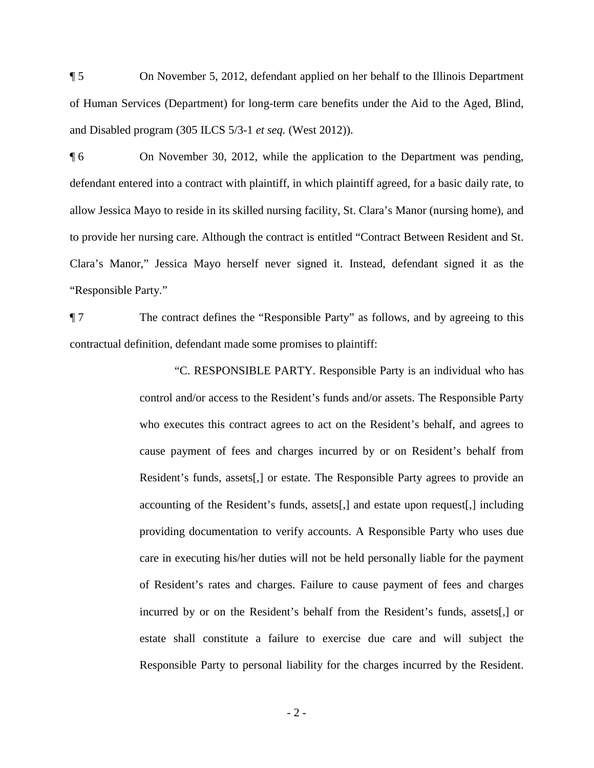¶ 5 On November 5, 2012, defendant applied on her behalf to the Illinois Department of Human Services (Department) for long-term care benefits under the Aid to the Aged, Blind, and Disabled program (305 ILCS 5/3-1 *et seq.* (West 2012)).

¶ 6 On November 30, 2012, while the application to the Department was pending, defendant entered into a contract with plaintiff, in which plaintiff agreed, for a basic daily rate, to allow Jessica Mayo to reside in its skilled nursing facility, St. Clara's Manor (nursing home), and to provide her nursing care. Although the contract is entitled "Contract Between Resident and St. Clara's Manor," Jessica Mayo herself never signed it. Instead, defendant signed it as the "Responsible Party."

¶ 7 The contract defines the "Responsible Party" as follows, and by agreeing to this contractual definition, defendant made some promises to plaintiff:

> "C. RESPONSIBLE PARTY. Responsible Party is an individual who has control and/or access to the Resident's funds and/or assets. The Responsible Party who executes this contract agrees to act on the Resident's behalf, and agrees to cause payment of fees and charges incurred by or on Resident's behalf from Resident's funds, assets[,] or estate. The Responsible Party agrees to provide an accounting of the Resident's funds, assets[,] and estate upon request[,] including providing documentation to verify accounts. A Responsible Party who uses due care in executing his/her duties will not be held personally liable for the payment of Resident's rates and charges. Failure to cause payment of fees and charges incurred by or on the Resident's behalf from the Resident's funds, assets[,] or estate shall constitute a failure to exercise due care and will subject the Responsible Party to personal liability for the charges incurred by the Resident.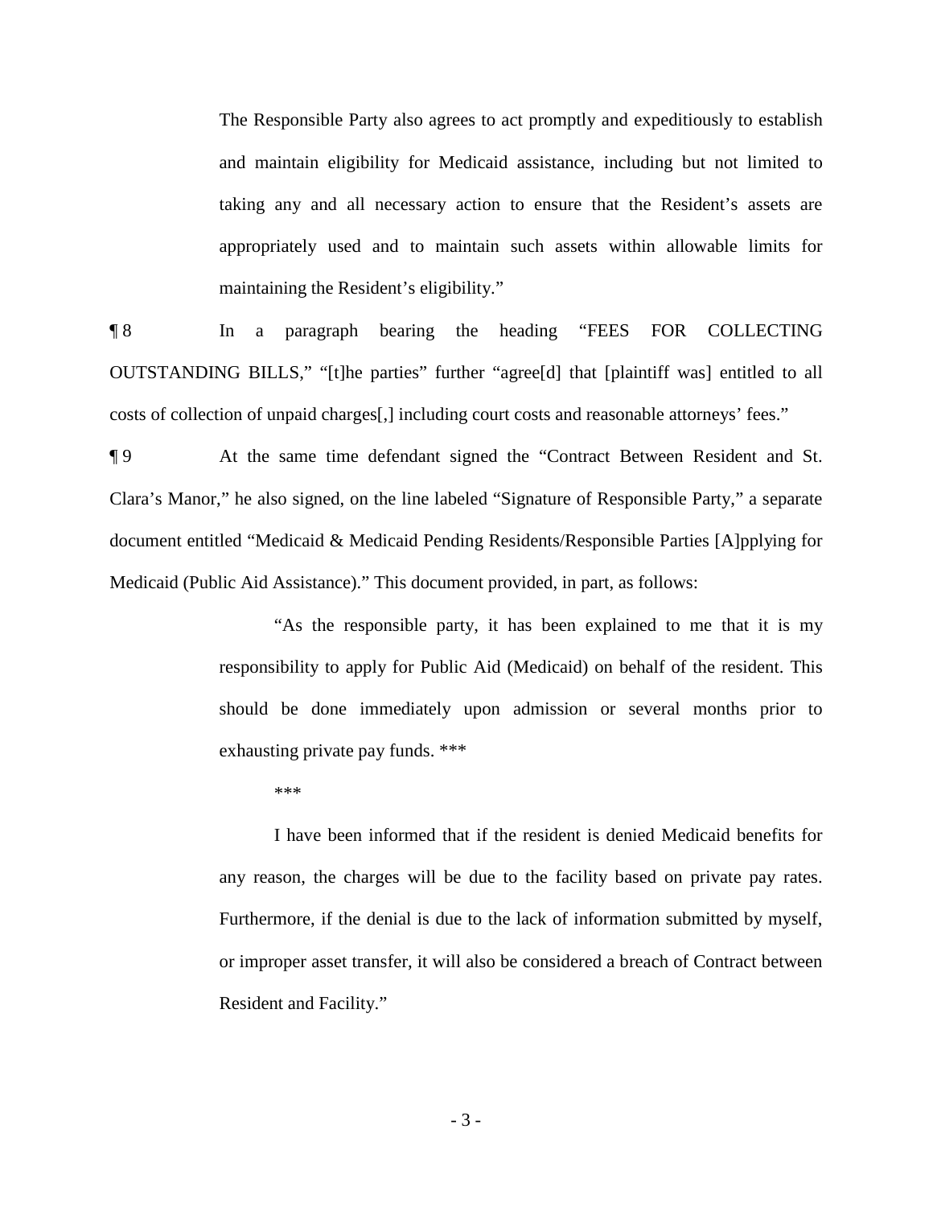> The Responsible Party also agrees to act promptly and expeditiously to establish and maintain eligibility for Medicaid assistance, including but not limited to taking any and all necessary action to ensure that the Resident's assets are appropriately used and to maintain such assets within allowable limits for maintaining the Resident's eligibility."

¶ 8 In a paragraph bearing the heading "FEES FOR COLLECTING OUTSTANDING BILLS," "[t]he parties" further "agree[d] that [plaintiff was] entitled to all costs of collection of unpaid charges[,] including court costs and reasonable attorneys' fees."

¶ 9 At the same time defendant signed the "Contract Between Resident and St. Clara's Manor," he also signed, on the line labeled "Signature of Responsible Party," a separate document entitled "Medicaid & Medicaid Pending Residents/Responsible Parties [A]pplying for Medicaid (Public Aid Assistance)." This document provided, in part, as follows:

> "As the responsible party, it has been explained to me that it is my responsibility to apply for Public Aid (Medicaid) on behalf of the resident. This should be done immediately upon admission or several months prior to exhausting private pay funds. ***
>
> ***
>
> I have been informed that if the resident is denied Medicaid benefits for any reason, the charges will be due to the facility based on private pay rates. Furthermore, if the denial is due to the lack of information submitted by myself, or improper asset transfer, it will also be considered a breach of Contract between Resident and Facility."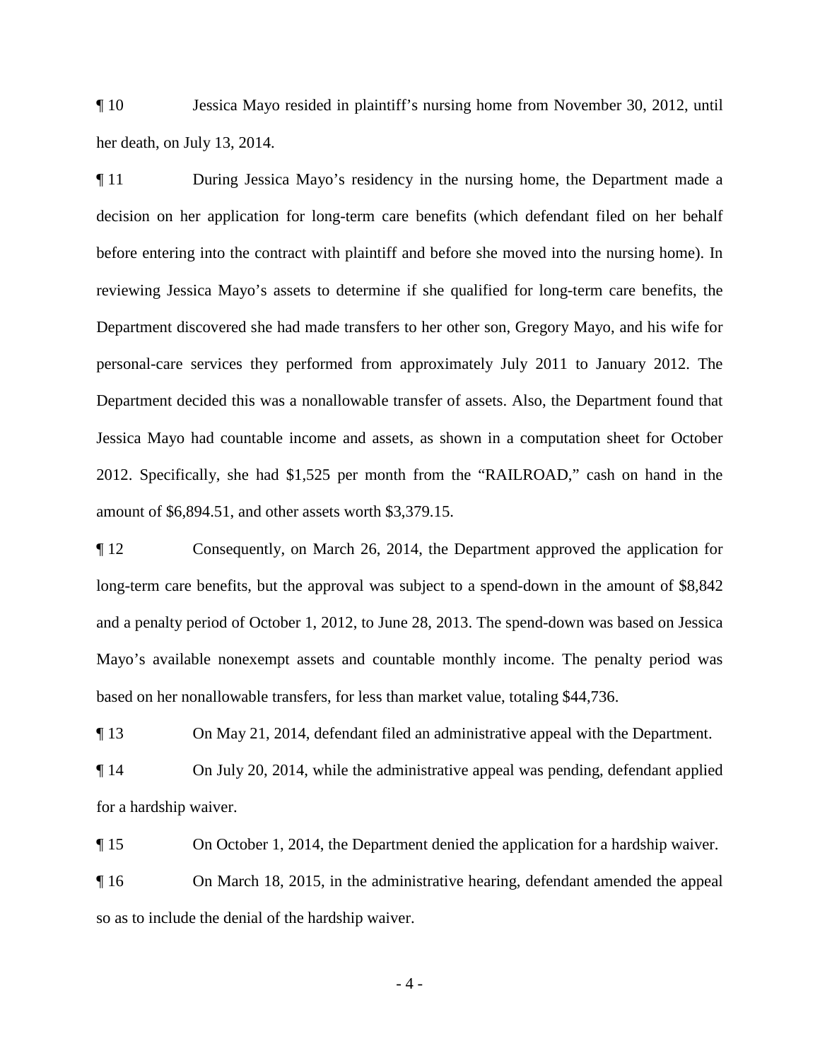¶ 10 Jessica Mayo resided in plaintiff's nursing home from November 30, 2012, until her death, on July 13, 2014.

¶ 11 During Jessica Mayo's residency in the nursing home, the Department made a decision on her application for long-term care benefits (which defendant filed on her behalf before entering into the contract with plaintiff and before she moved into the nursing home). In reviewing Jessica Mayo's assets to determine if she qualified for long-term care benefits, the Department discovered she had made transfers to her other son, Gregory Mayo, and his wife for personal-care services they performed from approximately July 2011 to January 2012. The Department decided this was a nonallowable transfer of assets. Also, the Department found that Jessica Mayo had countable income and assets, as shown in a computation sheet for October 2012. Specifically, she had $1,525 per month from the "RAILROAD," cash on hand in the amount of $6,894.51, and other assets worth $3,379.15.

¶ 12 Consequently, on March 26, 2014, the Department approved the application for long-term care benefits, but the approval was subject to a spend-down in the amount of $8,842 and a penalty period of October 1, 2012, to June 28, 2013. The spend-down was based on Jessica Mayo's available nonexempt assets and countable monthly income. The penalty period was based on her nonallowable transfers, for less than market value, totaling $44,736.

¶ 13 On May 21, 2014, defendant filed an administrative appeal with the Department.

¶ 14 On July 20, 2014, while the administrative appeal was pending, defendant applied for a hardship waiver.

¶ 15 On October 1, 2014, the Department denied the application for a hardship waiver.

¶ 16 On March 18, 2015, in the administrative hearing, defendant amended the appeal so as to include the denial of the hardship waiver.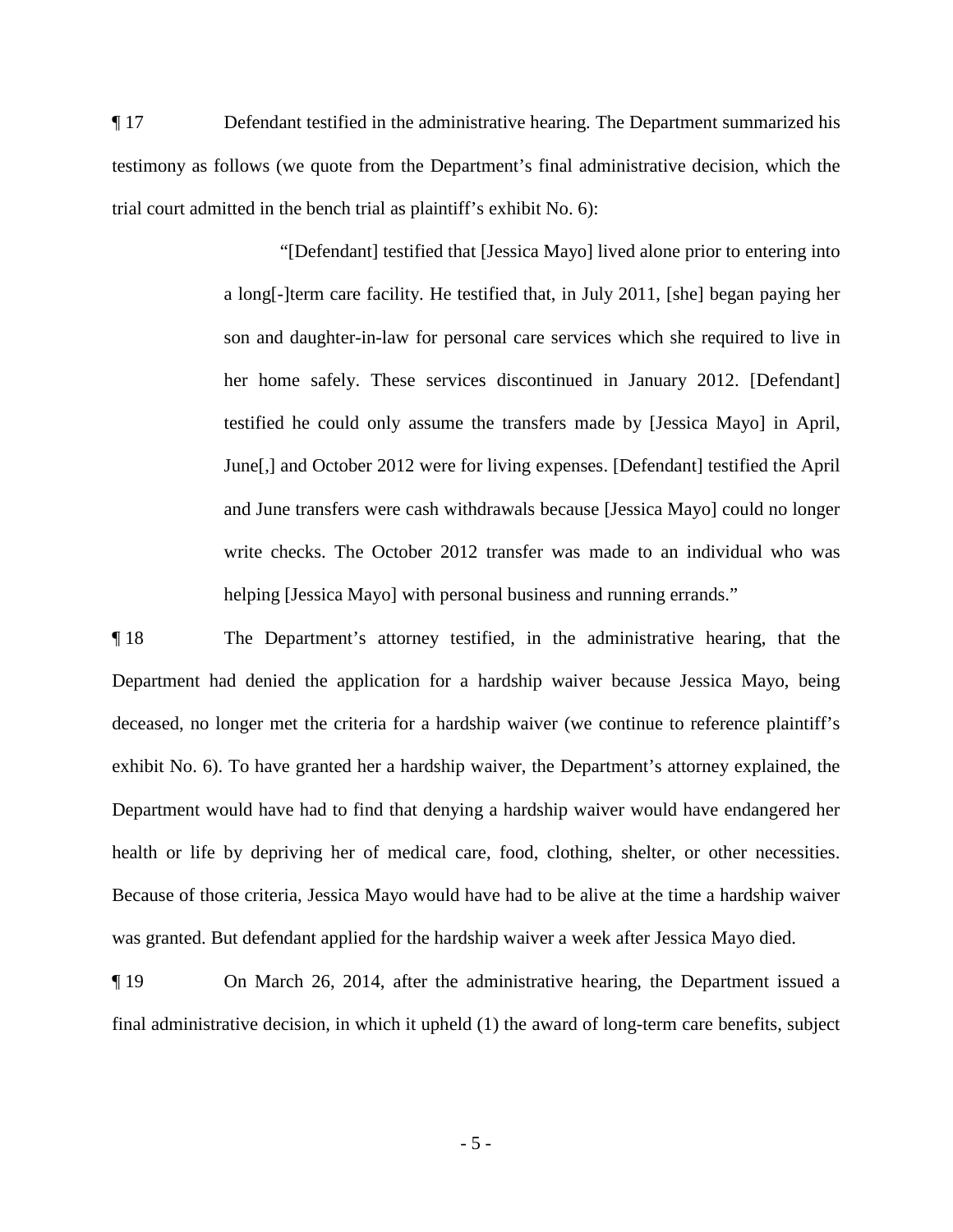¶ 17 Defendant testified in the administrative hearing. The Department summarized his testimony as follows (we quote from the Department's final administrative decision, which the trial court admitted in the bench trial as plaintiff's exhibit No. 6):

> "[Defendant] testified that [Jessica Mayo] lived alone prior to entering into a long[-]term care facility. He testified that, in July 2011, [she] began paying her son and daughter-in-law for personal care services which she required to live in her home safely. These services discontinued in January 2012. [Defendant] testified he could only assume the transfers made by [Jessica Mayo] in April, June[,] and October 2012 were for living expenses. [Defendant] testified the April and June transfers were cash withdrawals because [Jessica Mayo] could no longer write checks. The October 2012 transfer was made to an individual who was helping [Jessica Mayo] with personal business and running errands."

¶ 18 The Department's attorney testified, in the administrative hearing, that the Department had denied the application for a hardship waiver because Jessica Mayo, being deceased, no longer met the criteria for a hardship waiver (we continue to reference plaintiff's exhibit No. 6). To have granted her a hardship waiver, the Department's attorney explained, the Department would have had to find that denying a hardship waiver would have endangered her health or life by depriving her of medical care, food, clothing, shelter, or other necessities. Because of those criteria, Jessica Mayo would have had to be alive at the time a hardship waiver was granted. But defendant applied for the hardship waiver a week after Jessica Mayo died.

¶ 19 On March 26, 2014, after the administrative hearing, the Department issued a final administrative decision, in which it upheld (1) the award of long-term care benefits, subject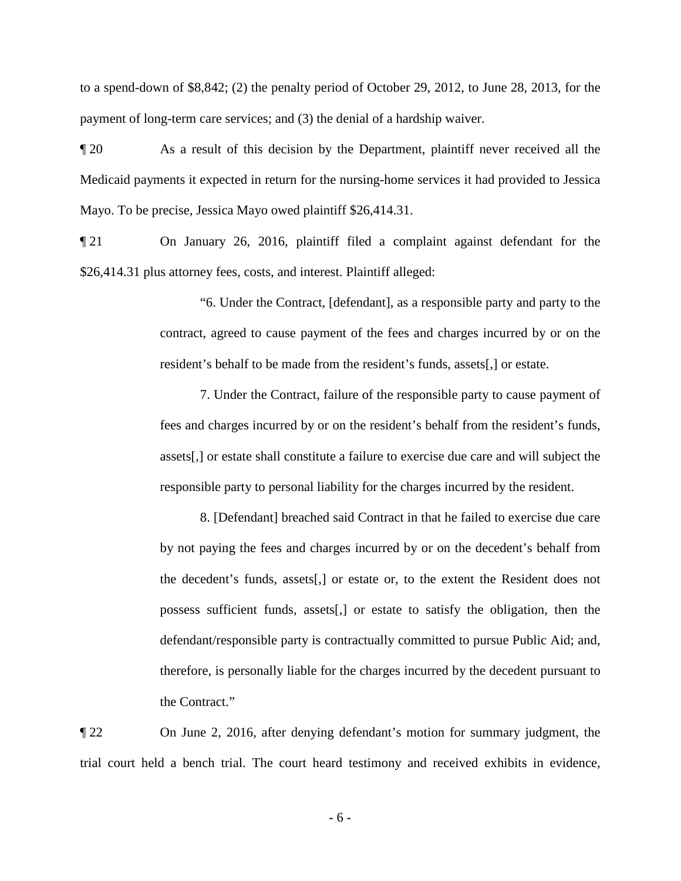to a spend-down of $8,842; (2) the penalty period of October 29, 2012, to June 28, 2013, for the payment of long-term care services; and (3) the denial of a hardship waiver.

¶ 20 As a result of this decision by the Department, plaintiff never received all the Medicaid payments it expected in return for the nursing-home services it had provided to Jessica Mayo. To be precise, Jessica Mayo owed plaintiff $26,414.31.

¶ 21 On January 26, 2016, plaintiff filed a complaint against defendant for the $26,414.31 plus attorney fees, costs, and interest. Plaintiff alleged:

> "6. Under the Contract, [defendant], as a responsible party and party to the contract, agreed to cause payment of the fees and charges incurred by or on the resident's behalf to be made from the resident's funds, assets[,] or estate.
>
> 7. Under the Contract, failure of the responsible party to cause payment of fees and charges incurred by or on the resident's behalf from the resident's funds, assets[,] or estate shall constitute a failure to exercise due care and will subject the responsible party to personal liability for the charges incurred by the resident.
>
> 8. [Defendant] breached said Contract in that he failed to exercise due care by not paying the fees and charges incurred by or on the decedent's behalf from the decedent's funds, assets[,] or estate or, to the extent the Resident does not possess sufficient funds, assets[,] or estate to satisfy the obligation, then the defendant/responsible party is contractually committed to pursue Public Aid; and, therefore, is personally liable for the charges incurred by the decedent pursuant to the Contract."

¶ 22 On June 2, 2016, after denying defendant's motion for summary judgment, the trial court held a bench trial. The court heard testimony and received exhibits in evidence,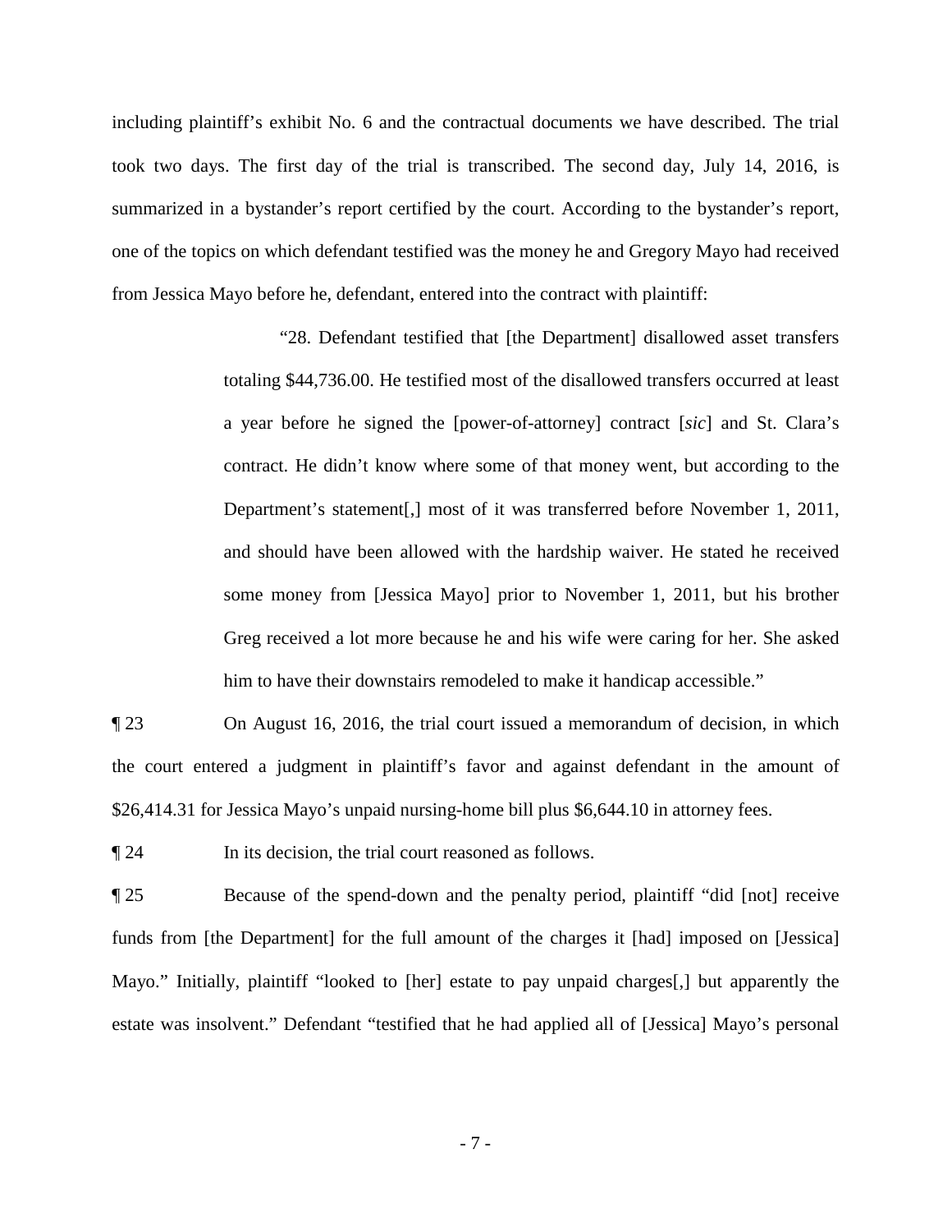including plaintiff's exhibit No. 6 and the contractual documents we have described. The trial took two days. The first day of the trial is transcribed. The second day, July 14, 2016, is summarized in a bystander's report certified by the court. According to the bystander's report, one of the topics on which defendant testified was the money he and Gregory Mayo had received from Jessica Mayo before he, defendant, entered into the contract with plaintiff:

> "28. Defendant testified that [the Department] disallowed asset transfers totaling $44,736.00. He testified most of the disallowed transfers occurred at least a year before he signed the [power-of-attorney] contract [*sic*] and St. Clara's contract. He didn't know where some of that money went, but according to the Department's statement[,] most of it was transferred before November 1, 2011, and should have been allowed with the hardship waiver. He stated he received some money from [Jessica Mayo] prior to November 1, 2011, but his brother Greg received a lot more because he and his wife were caring for her. She asked him to have their downstairs remodeled to make it handicap accessible."

¶ 23 On August 16, 2016, the trial court issued a memorandum of decision, in which the court entered a judgment in plaintiff's favor and against defendant in the amount of $26,414.31 for Jessica Mayo's unpaid nursing-home bill plus $6,644.10 in attorney fees.

¶ 24 In its decision, the trial court reasoned as follows.

¶ 25 Because of the spend-down and the penalty period, plaintiff "did [not] receive funds from [the Department] for the full amount of the charges it [had] imposed on [Jessica] Mayo." Initially, plaintiff "looked to [her] estate to pay unpaid charges[,] but apparently the estate was insolvent." Defendant "testified that he had applied all of [Jessica] Mayo's personal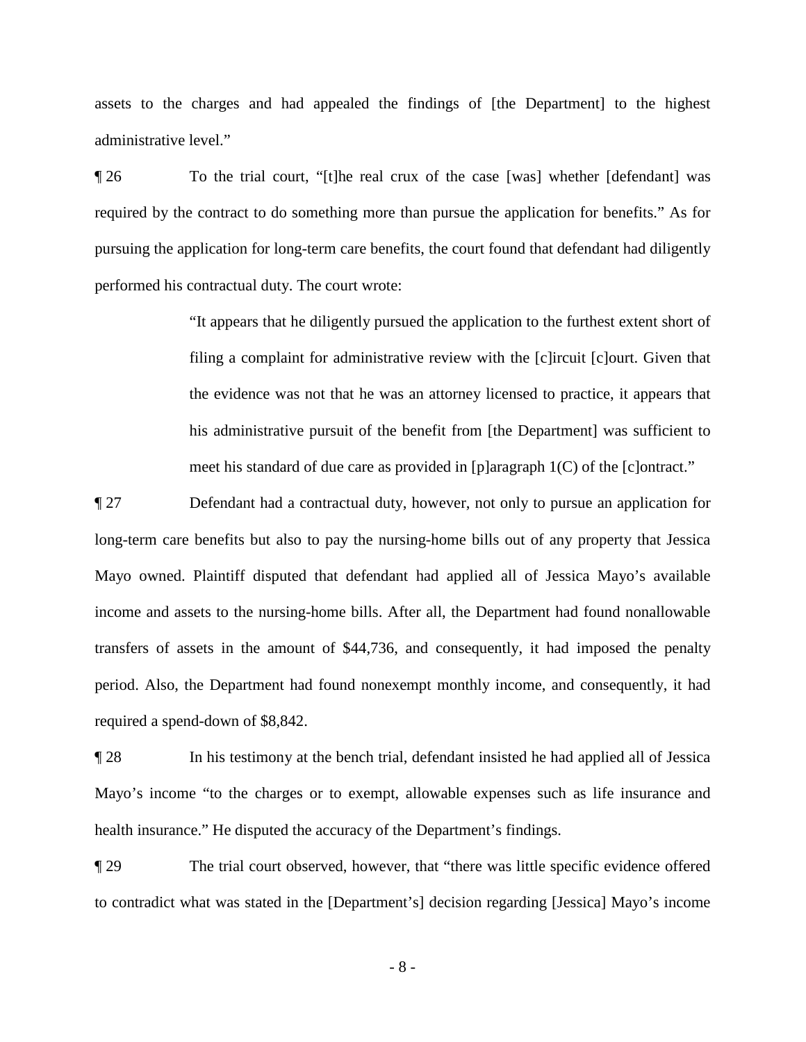assets to the charges and had appealed the findings of [the Department] to the highest administrative level."

¶ 26 To the trial court, "[t]he real crux of the case [was] whether [defendant] was required by the contract to do something more than pursue the application for benefits." As for pursuing the application for long-term care benefits, the court found that defendant had diligently performed his contractual duty. The court wrote:

> "It appears that he diligently pursued the application to the furthest extent short of filing a complaint for administrative review with the [c]ircuit [c]ourt. Given that the evidence was not that he was an attorney licensed to practice, it appears that his administrative pursuit of the benefit from [the Department] was sufficient to meet his standard of due care as provided in [p]aragraph 1(C) of the [c]ontract."

¶ 27 Defendant had a contractual duty, however, not only to pursue an application for long-term care benefits but also to pay the nursing-home bills out of any property that Jessica Mayo owned. Plaintiff disputed that defendant had applied all of Jessica Mayo's available income and assets to the nursing-home bills. After all, the Department had found nonallowable transfers of assets in the amount of $44,736, and consequently, it had imposed the penalty period. Also, the Department had found nonexempt monthly income, and consequently, it had required a spend-down of $8,842.

¶ 28 In his testimony at the bench trial, defendant insisted he had applied all of Jessica Mayo's income "to the charges or to exempt, allowable expenses such as life insurance and health insurance." He disputed the accuracy of the Department's findings.

¶ 29 The trial court observed, however, that "there was little specific evidence offered to contradict what was stated in the [Department's] decision regarding [Jessica] Mayo's income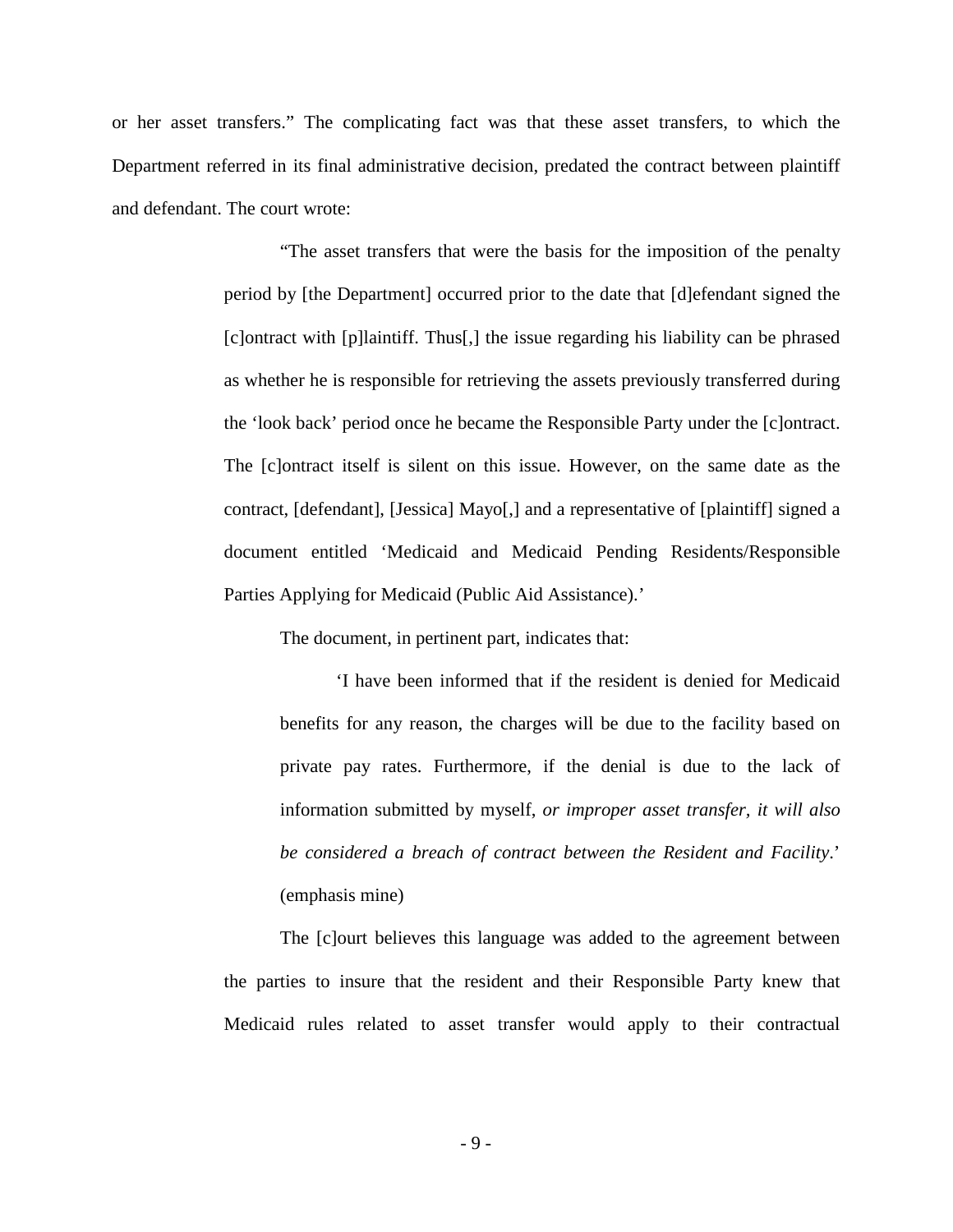or her asset transfers." The complicating fact was that these asset transfers, to which the Department referred in its final administrative decision, predated the contract between plaintiff and defendant. The court wrote:

> "The asset transfers that were the basis for the imposition of the penalty period by [the Department] occurred prior to the date that [d]efendant signed the [c]ontract with [p]laintiff. Thus[,] the issue regarding his liability can be phrased as whether he is responsible for retrieving the assets previously transferred during the 'look back' period once he became the Responsible Party under the [c]ontract. The [c]ontract itself is silent on this issue. However, on the same date as the contract, [defendant], [Jessica] Mayo[,] and a representative of [plaintiff] signed a document entitled 'Medicaid and Medicaid Pending Residents/Responsible Parties Applying for Medicaid (Public Aid Assistance).'
>
> The document, in pertinent part, indicates that:
>
>> 'I have been informed that if the resident is denied for Medicaid benefits for any reason, the charges will be due to the facility based on private pay rates. Furthermore, if the denial is due to the lack of information submitted by myself, *or improper asset transfer, it will also be considered a breach of contract between the Resident and Facility*.' (emphasis mine)
>
> The [c]ourt believes this language was added to the agreement between the parties to insure that the resident and their Responsible Party knew that Medicaid rules related to asset transfer would apply to their contractual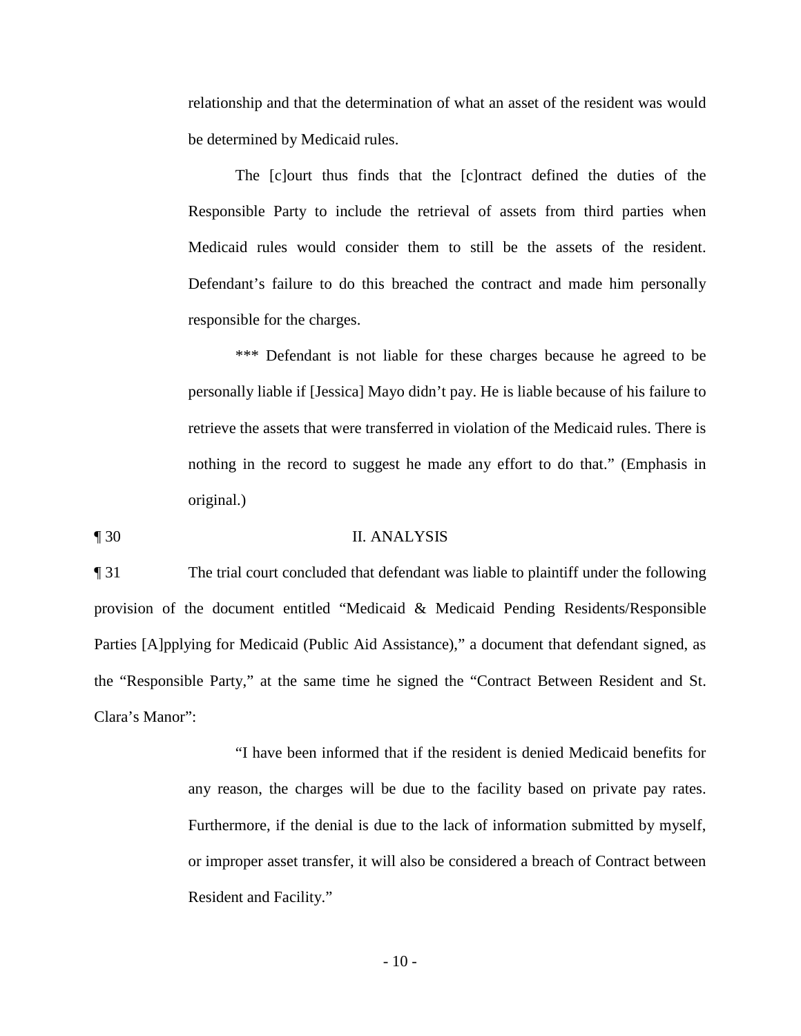relationship and that the determination of what an asset of the resident was would be determined by Medicaid rules.

> The [c]ourt thus finds that the [c]ontract defined the duties of the Responsible Party to include the retrieval of assets from third parties when Medicaid rules would consider them to still be the assets of the resident. Defendant's failure to do this breached the contract and made him personally responsible for the charges.
>
> *** Defendant is not liable for these charges because he agreed to be personally liable if [Jessica] Mayo didn't pay. He is liable because of his failure to retrieve the assets that were transferred in violation of the Medicaid rules. There is nothing in the record to suggest he made any effort to do that." (Emphasis in original.)

¶ 30 II. ANALYSIS

¶ 31 The trial court concluded that defendant was liable to plaintiff under the following provision of the document entitled "Medicaid & Medicaid Pending Residents/Responsible Parties [A]pplying for Medicaid (Public Aid Assistance)," a document that defendant signed, as the "Responsible Party," at the same time he signed the "Contract Between Resident and St. Clara's Manor":

> "I have been informed that if the resident is denied Medicaid benefits for any reason, the charges will be due to the facility based on private pay rates. Furthermore, if the denial is due to the lack of information submitted by myself, or improper asset transfer, it will also be considered a breach of Contract between Resident and Facility."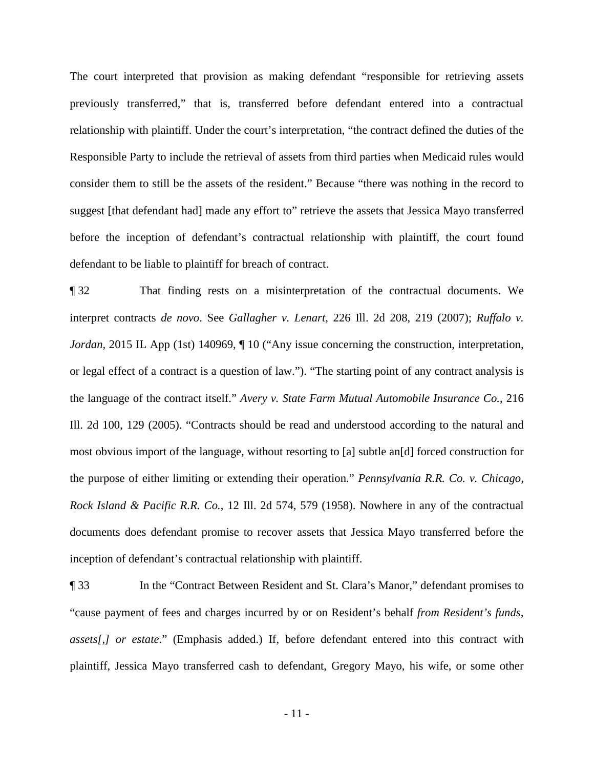The court interpreted that provision as making defendant "responsible for retrieving assets previously transferred," that is, transferred before defendant entered into a contractual relationship with plaintiff. Under the court's interpretation, "the contract defined the duties of the Responsible Party to include the retrieval of assets from third parties when Medicaid rules would consider them to still be the assets of the resident." Because "there was nothing in the record to suggest [that defendant had] made any effort to" retrieve the assets that Jessica Mayo transferred before the inception of defendant's contractual relationship with plaintiff, the court found defendant to be liable to plaintiff for breach of contract.

¶ 32 That finding rests on a misinterpretation of the contractual documents. We interpret contracts *de novo*. See *Gallagher v. Lenart*, 226 Ill. 2d 208, 219 (2007); *Ruffalo v. Jordan*, 2015 IL App (1st) 140969, ¶ 10 ("Any issue concerning the construction, interpretation, or legal effect of a contract is a question of law."). "The starting point of any contract analysis is the language of the contract itself." *Avery v. State Farm Mutual Automobile Insurance Co.*, 216 Ill. 2d 100, 129 (2005). "Contracts should be read and understood according to the natural and most obvious import of the language, without resorting to [a] subtle an[d] forced construction for the purpose of either limiting or extending their operation." *Pennsylvania R.R. Co. v. Chicago, Rock Island & Pacific R.R. Co.*, 12 Ill. 2d 574, 579 (1958). Nowhere in any of the contractual documents does defendant promise to recover assets that Jessica Mayo transferred before the inception of defendant's contractual relationship with plaintiff.

¶ 33 In the "Contract Between Resident and St. Clara's Manor," defendant promises to "cause payment of fees and charges incurred by or on Resident's behalf *from Resident's funds, assets[,] or estate*." (Emphasis added.) If, before defendant entered into this contract with plaintiff, Jessica Mayo transferred cash to defendant, Gregory Mayo, his wife, or some other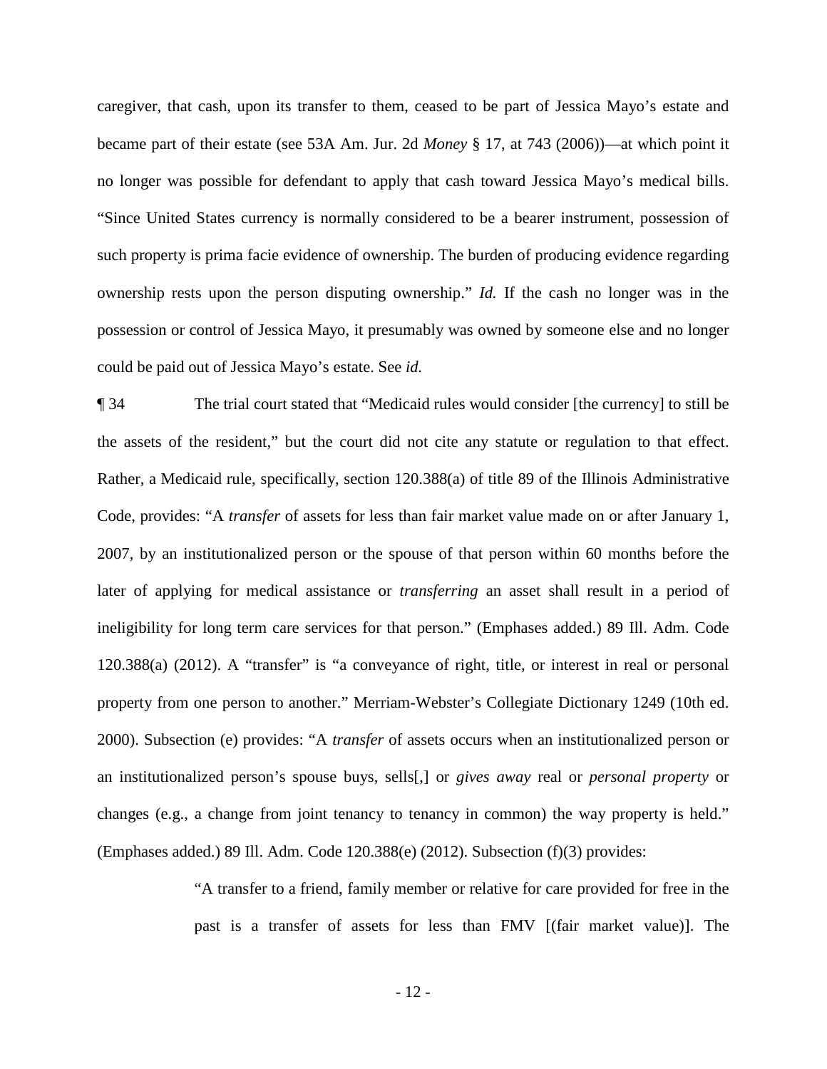caregiver, that cash, upon its transfer to them, ceased to be part of Jessica Mayo's estate and became part of their estate (see 53A Am. Jur. 2d *Money* § 17, at 743 (2006))—at which point it no longer was possible for defendant to apply that cash toward Jessica Mayo's medical bills. "Since United States currency is normally considered to be a bearer instrument, possession of such property is prima facie evidence of ownership. The burden of producing evidence regarding ownership rests upon the person disputing ownership." *Id.* If the cash no longer was in the possession or control of Jessica Mayo, it presumably was owned by someone else and no longer could be paid out of Jessica Mayo's estate. See *id.*

¶ 34 The trial court stated that "Medicaid rules would consider [the currency] to still be the assets of the resident," but the court did not cite any statute or regulation to that effect. Rather, a Medicaid rule, specifically, section 120.388(a) of title 89 of the Illinois Administrative Code, provides: "A *transfer* of assets for less than fair market value made on or after January 1, 2007, by an institutionalized person or the spouse of that person within 60 months before the later of applying for medical assistance or *transferring* an asset shall result in a period of ineligibility for long term care services for that person." (Emphases added.) 89 Ill. Adm. Code 120.388(a) (2012). A "transfer" is "a conveyance of right, title, or interest in real or personal property from one person to another." Merriam-Webster's Collegiate Dictionary 1249 (10th ed. 2000). Subsection (e) provides: "A *transfer* of assets occurs when an institutionalized person or an institutionalized person's spouse buys, sells[,] or *gives away* real or *personal property* or changes (e.g., a change from joint tenancy to tenancy in common) the way property is held." (Emphases added.) 89 Ill. Adm. Code 120.388(e) (2012). Subsection (f)(3) provides:

> "A transfer to a friend, family member or relative for care provided for free in the past is a transfer of assets for less than FMV [(fair market value)]. The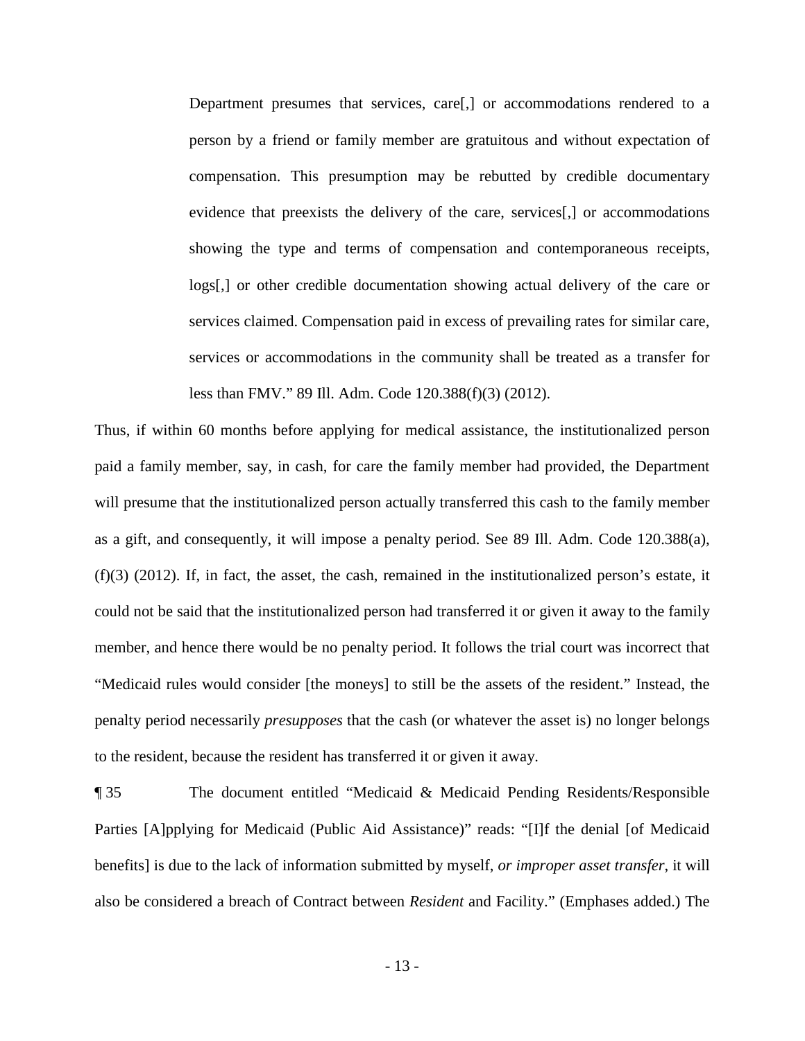> Department presumes that services, care[,] or accommodations rendered to a person by a friend or family member are gratuitous and without expectation of compensation. This presumption may be rebutted by credible documentary evidence that preexists the delivery of the care, services[,] or accommodations showing the type and terms of compensation and contemporaneous receipts, logs[,] or other credible documentation showing actual delivery of the care or services claimed. Compensation paid in excess of prevailing rates for similar care, services or accommodations in the community shall be treated as a transfer for less than FMV." 89 Ill. Adm. Code 120.388(f)(3) (2012).

Thus, if within 60 months before applying for medical assistance, the institutionalized person paid a family member, say, in cash, for care the family member had provided, the Department will presume that the institutionalized person actually transferred this cash to the family member as a gift, and consequently, it will impose a penalty period. See 89 Ill. Adm. Code 120.388(a), (f)(3) (2012). If, in fact, the asset, the cash, remained in the institutionalized person's estate, it could not be said that the institutionalized person had transferred it or given it away to the family member, and hence there would be no penalty period. It follows the trial court was incorrect that "Medicaid rules would consider [the moneys] to still be the assets of the resident." Instead, the penalty period necessarily *presupposes* that the cash (or whatever the asset is) no longer belongs to the resident, because the resident has transferred it or given it away.

¶ 35 The document entitled "Medicaid & Medicaid Pending Residents/Responsible Parties [A]pplying for Medicaid (Public Aid Assistance)" reads: "[I]f the denial [of Medicaid benefits] is due to the lack of information submitted by myself, *or improper asset transfer*, it will also be considered a breach of Contract between *Resident* and Facility." (Emphases added.) The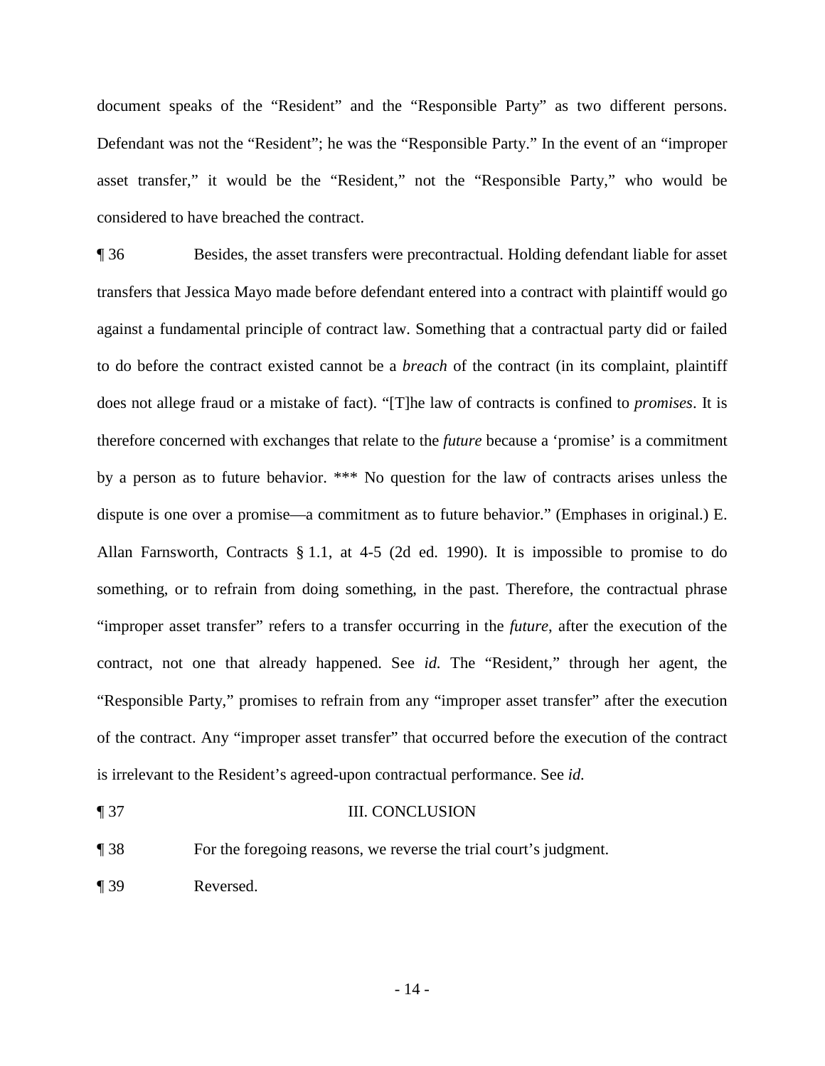document speaks of the "Resident" and the "Responsible Party" as two different persons. Defendant was not the "Resident"; he was the "Responsible Party." In the event of an "improper asset transfer," it would be the "Resident," not the "Responsible Party," who would be considered to have breached the contract.

¶ 36 Besides, the asset transfers were precontractual. Holding defendant liable for asset transfers that Jessica Mayo made before defendant entered into a contract with plaintiff would go against a fundamental principle of contract law. Something that a contractual party did or failed to do before the contract existed cannot be a *breach* of the contract (in its complaint, plaintiff does not allege fraud or a mistake of fact). "[T]he law of contracts is confined to *promises*. It is therefore concerned with exchanges that relate to the *future* because a 'promise' is a commitment by a person as to future behavior. *** No question for the law of contracts arises unless the dispute is one over a promise—a commitment as to future behavior." (Emphases in original.) E. Allan Farnsworth, Contracts § 1.1, at 4-5 (2d ed. 1990). It is impossible to promise to do something, or to refrain from doing something, in the past. Therefore, the contractual phrase "improper asset transfer" refers to a transfer occurring in the *future*, after the execution of the contract, not one that already happened. See *id.* The "Resident," through her agent, the "Responsible Party," promises to refrain from any "improper asset transfer" after the execution of the contract. Any "improper asset transfer" that occurred before the execution of the contract is irrelevant to the Resident's agreed-upon contractual performance. See *id.*

¶ 37 III. CONCLUSION

¶ 38 For the foregoing reasons, we reverse the trial court's judgment.

¶ 39 Reversed.